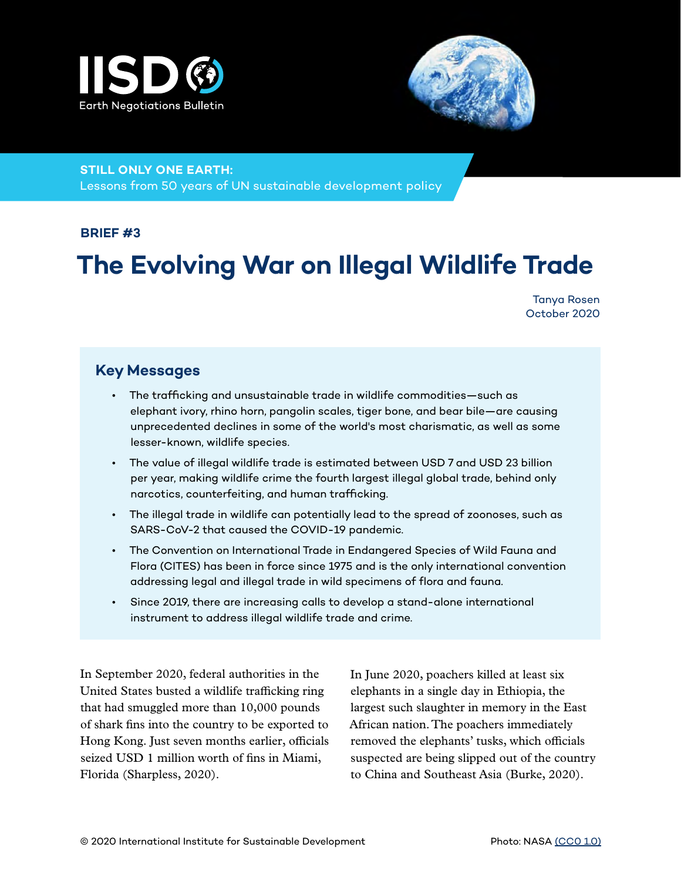IISD Earth Negotiations Bulletin

**STILL ONLY ONE EARTH:**
Lessons from 50 years of UN sustainable development policy

**BRIEF #3**

# The Evolving War on Illegal Wildlife Trade

Tanya Rosen
October 2020

## Key Messages

- The trafficking and unsustainable trade in wildlife commodities—such as elephant ivory, rhino horn, pangolin scales, tiger bone, and bear bile—are causing unprecedented declines in some of the world's most charismatic, as well as some lesser-known, wildlife species.
- The value of illegal wildlife trade is estimated between USD 7 and USD 23 billion per year, making wildlife crime the fourth largest illegal global trade, behind only narcotics, counterfeiting, and human trafficking.
- The illegal trade in wildlife can potentially lead to the spread of zoonoses, such as SARS-CoV-2 that caused the COVID-19 pandemic.
- The Convention on International Trade in Endangered Species of Wild Fauna and Flora (CITES) has been in force since 1975 and is the only international convention addressing legal and illegal trade in wild specimens of flora and fauna.
- Since 2019, there are increasing calls to develop a stand-alone international instrument to address illegal wildlife trade and crime.

In September 2020, federal authorities in the United States busted a wildlife trafficking ring that had smuggled more than 10,000 pounds of shark fins into the country to be exported to Hong Kong. Just seven months earlier, officials seized USD 1 million worth of fins in Miami, Florida (Sharpless, 2020).

In June 2020, poachers killed at least six elephants in a single day in Ethiopia, the largest such slaughter in memory in the East African nation. The poachers immediately removed the elephants' tusks, which officials suspected are being slipped out of the country to China and Southeast Asia (Burke, 2020).

© 2020 International Institute for Sustainable Development

Photo: NASA (CC0 1.0)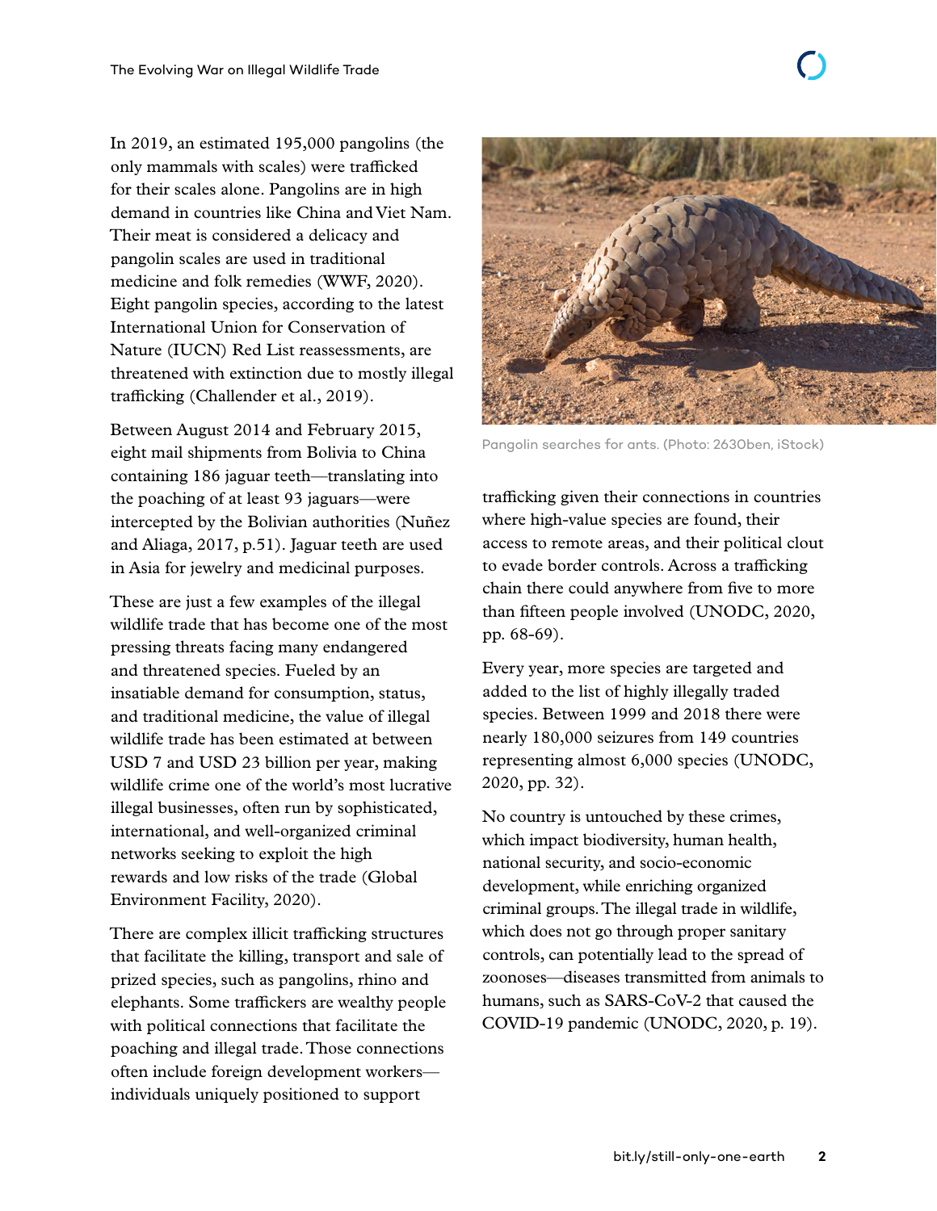In 2019, an estimated 195,000 pangolins (the only mammals with scales) were trafficked for their scales alone. Pangolins are in high demand in countries like China and Viet Nam. Their meat is considered a delicacy and pangolin scales are used in traditional medicine and folk remedies (WWF, 2020). Eight pangolin species, according to the latest International Union for Conservation of Nature (IUCN) Red List reassessments, are threatened with extinction due to mostly illegal trafficking (Challender et al., 2019).

Between August 2014 and February 2015, eight mail shipments from Bolivia to China containing 186 jaguar teeth—translating into the poaching of at least 93 jaguars—were intercepted by the Bolivian authorities (Nuñez and Aliaga, 2017, p.51). Jaguar teeth are used in Asia for jewelry and medicinal purposes.

These are just a few examples of the illegal wildlife trade that has become one of the most pressing threats facing many endangered and threatened species. Fueled by an insatiable demand for consumption, status, and traditional medicine, the value of illegal wildlife trade has been estimated at between USD 7 and USD 23 billion per year, making wildlife crime one of the world's most lucrative illegal businesses, often run by sophisticated, international, and well-organized criminal networks seeking to exploit the high rewards and low risks of the trade (Global Environment Facility, 2020).

There are complex illicit trafficking structures that facilitate the killing, transport and sale of prized species, such as pangolins, rhino and elephants. Some traffickers are wealthy people with political connections that facilitate the poaching and illegal trade. Those connections often include foreign development workers—individuals uniquely positioned to support trafficking given their connections in countries where high-value species are found, their access to remote areas, and their political clout to evade border controls. Across a trafficking chain there could anywhere from five to more than fifteen people involved (UNODC, 2020, pp. 68-69).

Pangolin searches for ants. (Photo: 2630ben, iStock)

Every year, more species are targeted and added to the list of highly illegally traded species. Between 1999 and 2018 there were nearly 180,000 seizures from 149 countries representing almost 6,000 species (UNODC, 2020, pp. 32).

No country is untouched by these crimes, which impact biodiversity, human health, national security, and socio-economic development, while enriching organized criminal groups. The illegal trade in wildlife, which does not go through proper sanitary controls, can potentially lead to the spread of zoonoses—diseases transmitted from animals to humans, such as SARS-CoV-2 that caused the COVID-19 pandemic (UNODC, 2020, p. 19).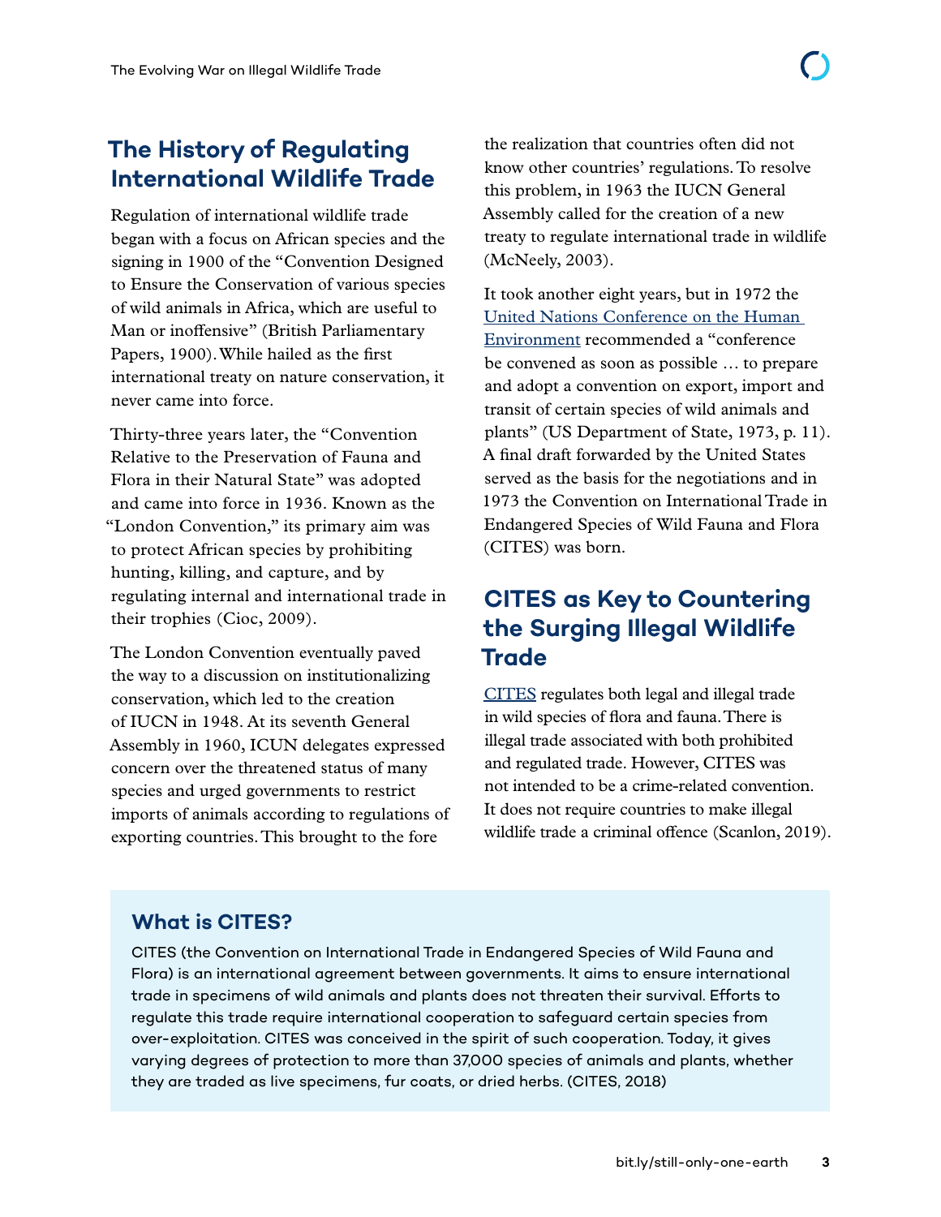## The History of Regulating International Wildlife Trade

Regulation of international wildlife trade began with a focus on African species and the signing in 1900 of the "Convention Designed to Ensure the Conservation of various species of wild animals in Africa, which are useful to Man or inoffensive" (British Parliamentary Papers, 1900). While hailed as the first international treaty on nature conservation, it never came into force.

Thirty-three years later, the "Convention Relative to the Preservation of Fauna and Flora in their Natural State" was adopted and came into force in 1936. Known as the "London Convention," its primary aim was to protect African species by prohibiting hunting, killing, and capture, and by regulating internal and international trade in their trophies (Cioc, 2009).

The London Convention eventually paved the way to a discussion on institutionalizing conservation, which led to the creation of IUCN in 1948. At its seventh General Assembly in 1960, ICUN delegates expressed concern over the threatened status of many species and urged governments to restrict imports of animals according to regulations of exporting countries. This brought to the fore the realization that countries often did not know other countries' regulations. To resolve this problem, in 1963 the IUCN General Assembly called for the creation of a new treaty to regulate international trade in wildlife (McNeely, 2003).

It took another eight years, but in 1972 the United Nations Conference on the Human Environment recommended a "conference be convened as soon as possible … to prepare and adopt a convention on export, import and transit of certain species of wild animals and plants" (US Department of State, 1973, p. 11). A final draft forwarded by the United States served as the basis for the negotiations and in 1973 the Convention on International Trade in Endangered Species of Wild Fauna and Flora (CITES) was born.

## CITES as Key to Countering the Surging Illegal Wildlife Trade

CITES regulates both legal and illegal trade in wild species of flora and fauna. There is illegal trade associated with both prohibited and regulated trade. However, CITES was not intended to be a crime-related convention. It does not require countries to make illegal wildlife trade a criminal offence (Scanlon, 2019).

### What is CITES?

CITES (the Convention on International Trade in Endangered Species of Wild Fauna and Flora) is an international agreement between governments. It aims to ensure international trade in specimens of wild animals and plants does not threaten their survival. Efforts to regulate this trade require international cooperation to safeguard certain species from over-exploitation. CITES was conceived in the spirit of such cooperation. Today, it gives varying degrees of protection to more than 37,000 species of animals and plants, whether they are traded as live specimens, fur coats, or dried herbs. (CITES, 2018)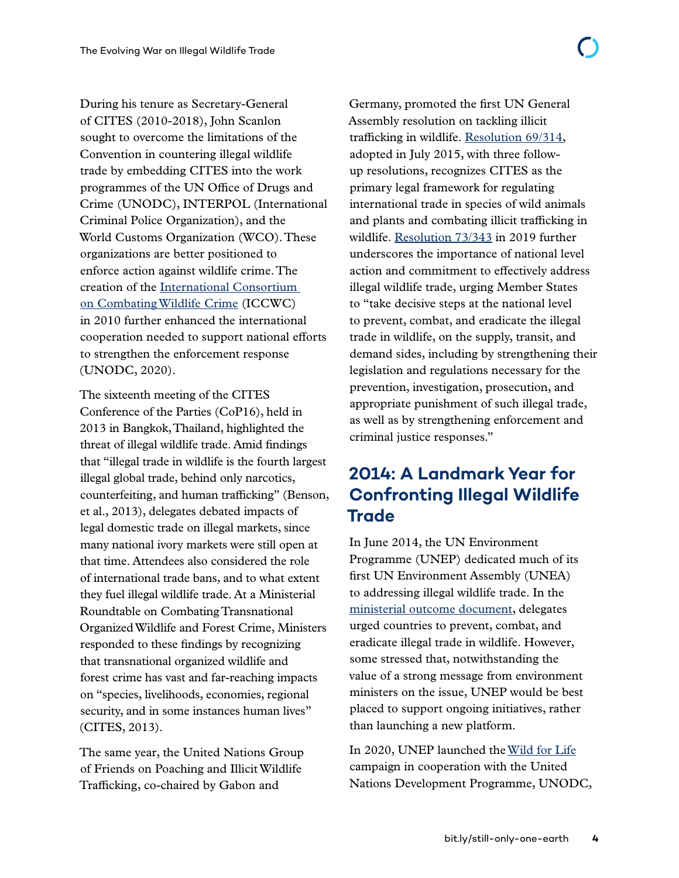During his tenure as Secretary-General of CITES (2010-2018), John Scanlon sought to overcome the limitations of the Convention in countering illegal wildlife trade by embedding CITES into the work programmes of the UN Office of Drugs and Crime (UNODC), INTERPOL (International Criminal Police Organization), and the World Customs Organization (WCO). These organizations are better positioned to enforce action against wildlife crime. The creation of the International Consortium on Combating Wildlife Crime (ICCWC) in 2010 further enhanced the international cooperation needed to support national efforts to strengthen the enforcement response (UNODC, 2020).

The sixteenth meeting of the CITES Conference of the Parties (CoP16), held in 2013 in Bangkok, Thailand, highlighted the threat of illegal wildlife trade. Amid findings that "illegal trade in wildlife is the fourth largest illegal global trade, behind only narcotics, counterfeiting, and human trafficking" (Benson, et al., 2013), delegates debated impacts of legal domestic trade on illegal markets, since many national ivory markets were still open at that time. Attendees also considered the role of international trade bans, and to what extent they fuel illegal wildlife trade. At a Ministerial Roundtable on Combating Transnational Organized Wildlife and Forest Crime, Ministers responded to these findings by recognizing that transnational organized wildlife and forest crime has vast and far-reaching impacts on "species, livelihoods, economies, regional security, and in some instances human lives" (CITES, 2013).

The same year, the United Nations Group of Friends on Poaching and Illicit Wildlife Trafficking, co-chaired by Gabon and Germany, promoted the first UN General Assembly resolution on tackling illicit trafficking in wildlife. Resolution 69/314, adopted in July 2015, with three follow-up resolutions, recognizes CITES as the primary legal framework for regulating international trade in species of wild animals and plants and combating illicit trafficking in wildlife. Resolution 73/343 in 2019 further underscores the importance of national level action and commitment to effectively address illegal wildlife trade, urging Member States to "take decisive steps at the national level to prevent, combat, and eradicate the illegal trade in wildlife, on the supply, transit, and demand sides, including by strengthening their legislation and regulations necessary for the prevention, investigation, prosecution, and appropriate punishment of such illegal trade, as well as by strengthening enforcement and criminal justice responses."

## 2014: A Landmark Year for Confronting Illegal Wildlife Trade

In June 2014, the UN Environment Programme (UNEP) dedicated much of its first UN Environment Assembly (UNEA) to addressing illegal wildlife trade. In the ministerial outcome document, delegates urged countries to prevent, combat, and eradicate illegal trade in wildlife. However, some stressed that, notwithstanding the value of a strong message from environment ministers on the issue, UNEP would be best placed to support ongoing initiatives, rather than launching a new platform.

In 2020, UNEP launched the Wild for Life campaign in cooperation with the United Nations Development Programme, UNODC,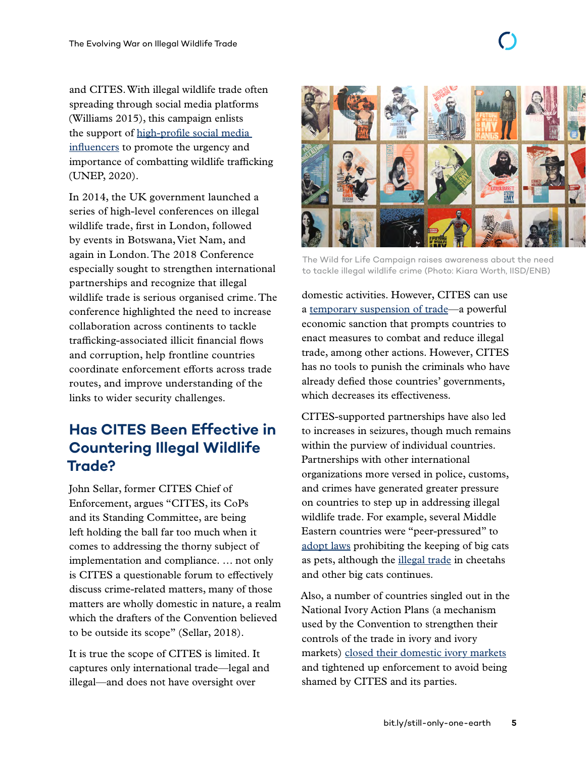and CITES. With illegal wildlife trade often spreading through social media platforms (Williams 2015), this campaign enlists the support of high-profile social media influencers to promote the urgency and importance of combatting wildlife trafficking (UNEP, 2020).

In 2014, the UK government launched a series of high-level conferences on illegal wildlife trade, first in London, followed by events in Botswana, Viet Nam, and again in London. The 2018 Conference especially sought to strengthen international partnerships and recognize that illegal wildlife trade is serious organised crime. The conference highlighted the need to increase collaboration across continents to tackle trafficking-associated illicit financial flows and corruption, help frontline countries coordinate enforcement efforts across trade routes, and improve understanding of the links to wider security challenges.

## Has CITES Been Effective in Countering Illegal Wildlife Trade?

John Sellar, former CITES Chief of Enforcement, argues "CITES, its CoPs and its Standing Committee, are being left holding the ball far too much when it comes to addressing the thorny subject of implementation and compliance. … not only is CITES a questionable forum to effectively discuss crime-related matters, many of those matters are wholly domestic in nature, a realm which the drafters of the Convention believed to be outside its scope" (Sellar, 2018).

It is true the scope of CITES is limited. It captures only international trade—legal and illegal—and does not have oversight over domestic activities. However, CITES can use a temporary suspension of trade—a powerful economic sanction that prompts countries to enact measures to combat and reduce illegal trade, among other actions. However, CITES has no tools to punish the criminals who have already defied those countries' governments, which decreases its effectiveness.

The Wild for Life Campaign raises awareness about the need to tackle illegal wildlife crime (Photo: Kiara Worth, IISD/ENB)

CITES-supported partnerships have also led to increases in seizures, though much remains within the purview of individual countries. Partnerships with other international organizations more versed in police, customs, and crimes have generated greater pressure on countries to step up in addressing illegal wildlife trade. For example, several Middle Eastern countries were "peer-pressured" to adopt laws prohibiting the keeping of big cats as pets, although the illegal trade in cheetahs and other big cats continues.

Also, a number of countries singled out in the National Ivory Action Plans (a mechanism used by the Convention to strengthen their controls of the trade in ivory and ivory markets) closed their domestic ivory markets and tightened up enforcement to avoid being shamed by CITES and its parties.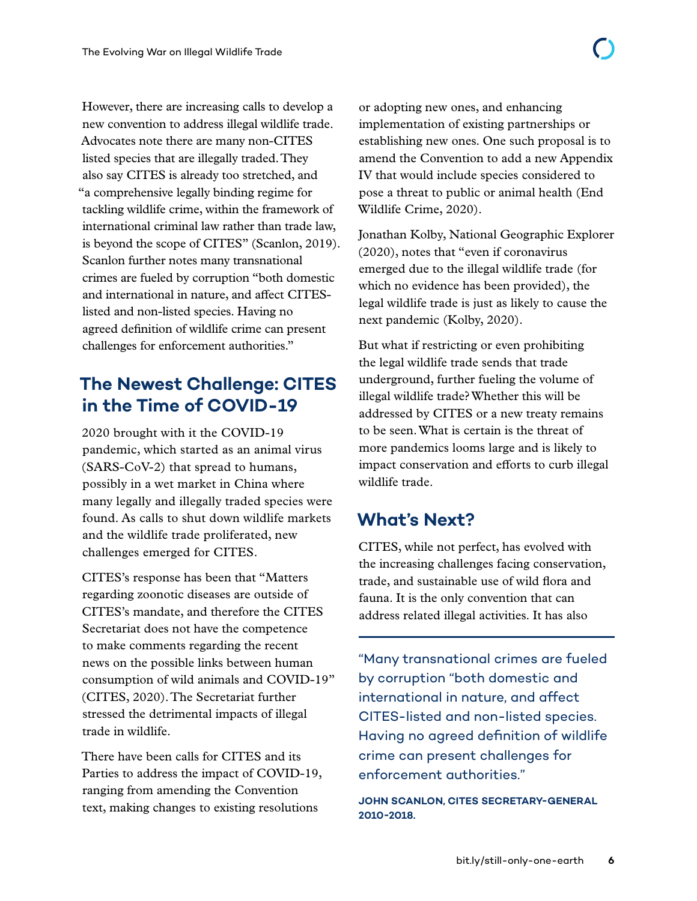However, there are increasing calls to develop a new convention to address illegal wildlife trade. Advocates note there are many non-CITES listed species that are illegally traded. They also say CITES is already too stretched, and "a comprehensive legally binding regime for tackling wildlife crime, within the framework of international criminal law rather than trade law, is beyond the scope of CITES" (Scanlon, 2019). Scanlon further notes many transnational crimes are fueled by corruption "both domestic and international in nature, and affect CITES-listed and non-listed species. Having no agreed definition of wildlife crime can present challenges for enforcement authorities."

## The Newest Challenge: CITES in the Time of COVID-19

2020 brought with it the COVID-19 pandemic, which started as an animal virus (SARS-CoV-2) that spread to humans, possibly in a wet market in China where many legally and illegally traded species were found. As calls to shut down wildlife markets and the wildlife trade proliferated, new challenges emerged for CITES.

CITES's response has been that "Matters regarding zoonotic diseases are outside of CITES's mandate, and therefore the CITES Secretariat does not have the competence to make comments regarding the recent news on the possible links between human consumption of wild animals and COVID-19" (CITES, 2020). The Secretariat further stressed the detrimental impacts of illegal trade in wildlife.

There have been calls for CITES and its Parties to address the impact of COVID-19, ranging from amending the Convention text, making changes to existing resolutions or adopting new ones, and enhancing implementation of existing partnerships or establishing new ones. One such proposal is to amend the Convention to add a new Appendix IV that would include species considered to pose a threat to public or animal health (End Wildlife Crime, 2020).

Jonathan Kolby, National Geographic Explorer (2020), notes that "even if coronavirus emerged due to the illegal wildlife trade (for which no evidence has been provided), the legal wildlife trade is just as likely to cause the next pandemic (Kolby, 2020).

But what if restricting or even prohibiting the legal wildlife trade sends that trade underground, further fueling the volume of illegal wildlife trade? Whether this will be addressed by CITES or a new treaty remains to be seen. What is certain is the threat of more pandemics looms large and is likely to impact conservation and efforts to curb illegal wildlife trade.

## What's Next?

CITES, while not perfect, has evolved with the increasing challenges facing conservation, trade, and sustainable use of wild flora and fauna. It is the only convention that can address related illegal activities. It has also

> "Many transnational crimes are fueled by corruption "both domestic and international in nature, and affect CITES-listed and non-listed species. Having no agreed definition of wildlife crime can present challenges for enforcement authorities."
>
> **JOHN SCANLON, CITES SECRETARY-GENERAL 2010-2018.**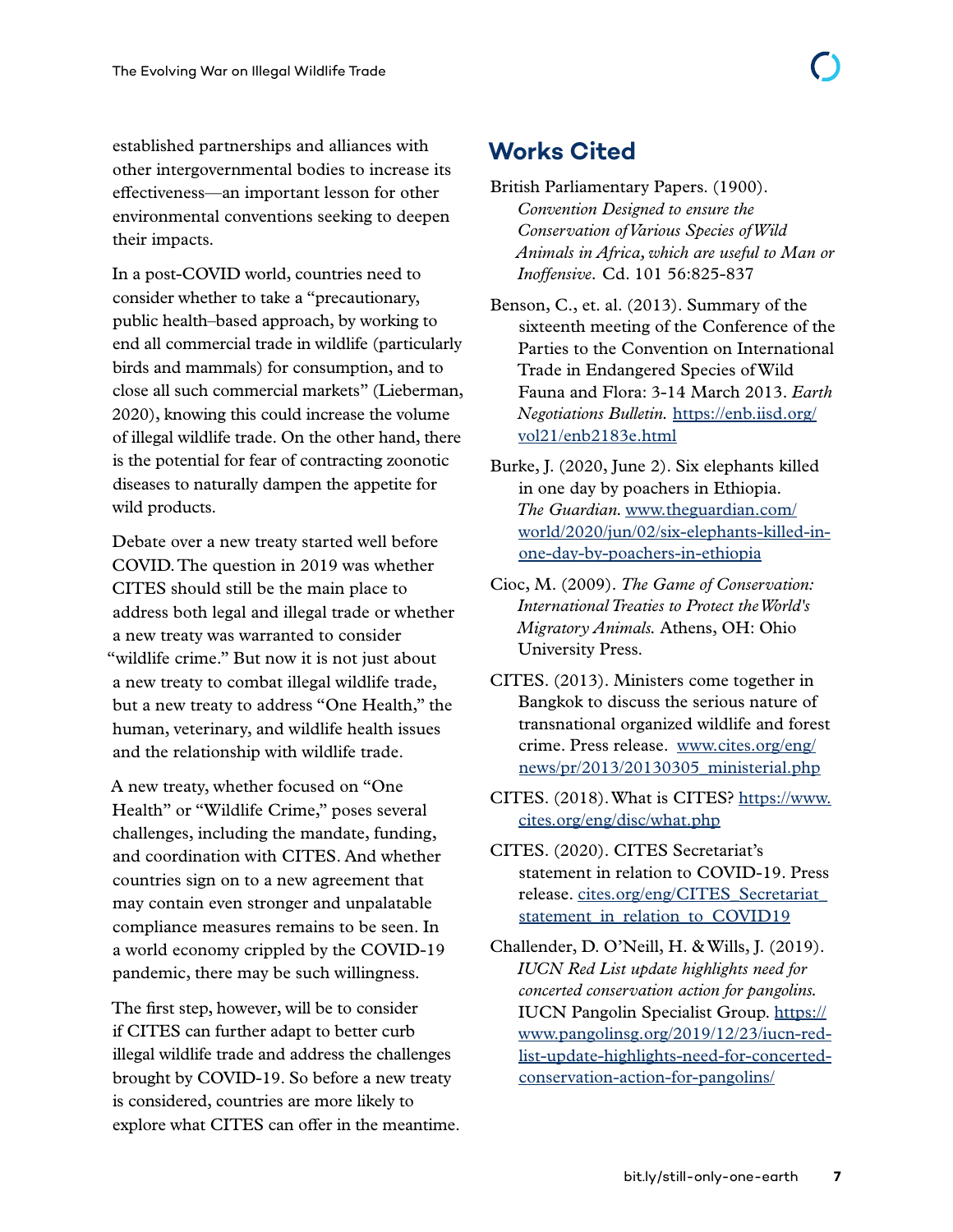established partnerships and alliances with other intergovernmental bodies to increase its effectiveness—an important lesson for other environmental conventions seeking to deepen their impacts.

In a post-COVID world, countries need to consider whether to take a "precautionary, public health–based approach, by working to end all commercial trade in wildlife (particularly birds and mammals) for consumption, and to close all such commercial markets" (Lieberman, 2020), knowing this could increase the volume of illegal wildlife trade. On the other hand, there is the potential for fear of contracting zoonotic diseases to naturally dampen the appetite for wild products.

Debate over a new treaty started well before COVID. The question in 2019 was whether CITES should still be the main place to address both legal and illegal trade or whether a new treaty was warranted to consider "wildlife crime." But now it is not just about a new treaty to combat illegal wildlife trade, but a new treaty to address "One Health," the human, veterinary, and wildlife health issues and the relationship with wildlife trade.

A new treaty, whether focused on "One Health" or "Wildlife Crime," poses several challenges, including the mandate, funding, and coordination with CITES. And whether countries sign on to a new agreement that may contain even stronger and unpalatable compliance measures remains to be seen. In a world economy crippled by the COVID-19 pandemic, there may be such willingness.

The first step, however, will be to consider if CITES can further adapt to better curb illegal wildlife trade and address the challenges brought by COVID-19. So before a new treaty is considered, countries are more likely to explore what CITES can offer in the meantime.

## Works Cited

British Parliamentary Papers. (1900). *Convention Designed to ensure the Conservation of Various Species of Wild Animals in Africa, which are useful to Man or Inoffensive*. Cd. 101 56:825-837

Benson, C., et. al. (2013). Summary of the sixteenth meeting of the Conference of the Parties to the Convention on International Trade in Endangered Species of Wild Fauna and Flora: 3-14 March 2013. *Earth Negotiations Bulletin.* https://enb.iisd.org/vol21/enb2183e.html

Burke, J. (2020, June 2). Six elephants killed in one day by poachers in Ethiopia. *The Guardian.* www.theguardian.com/world/2020/jun/02/six-elephants-killed-in-one-day-by-poachers-in-ethiopia

Cioc, M. (2009). *The Game of Conservation: International Treaties to Protect the World's Migratory Animals.* Athens, OH: Ohio University Press.

CITES. (2013). Ministers come together in Bangkok to discuss the serious nature of transnational organized wildlife and forest crime. Press release. www.cites.org/eng/news/pr/2013/20130305_ministerial.php

CITES. (2018). What is CITES? https://www.cites.org/eng/disc/what.php

CITES. (2020). CITES Secretariat's statement in relation to COVID-19. Press release. cites.org/eng/CITES_Secretariat_statement_in_relation_to_COVID19

Challender, D. O'Neill, H. & Wills, J. (2019). *IUCN Red List update highlights need for concerted conservation action for pangolins.* IUCN Pangolin Specialist Group. https://www.pangolinsg.org/2019/12/23/iucn-red-list-update-highlights-need-for-concerted-conservation-action-for-pangolins/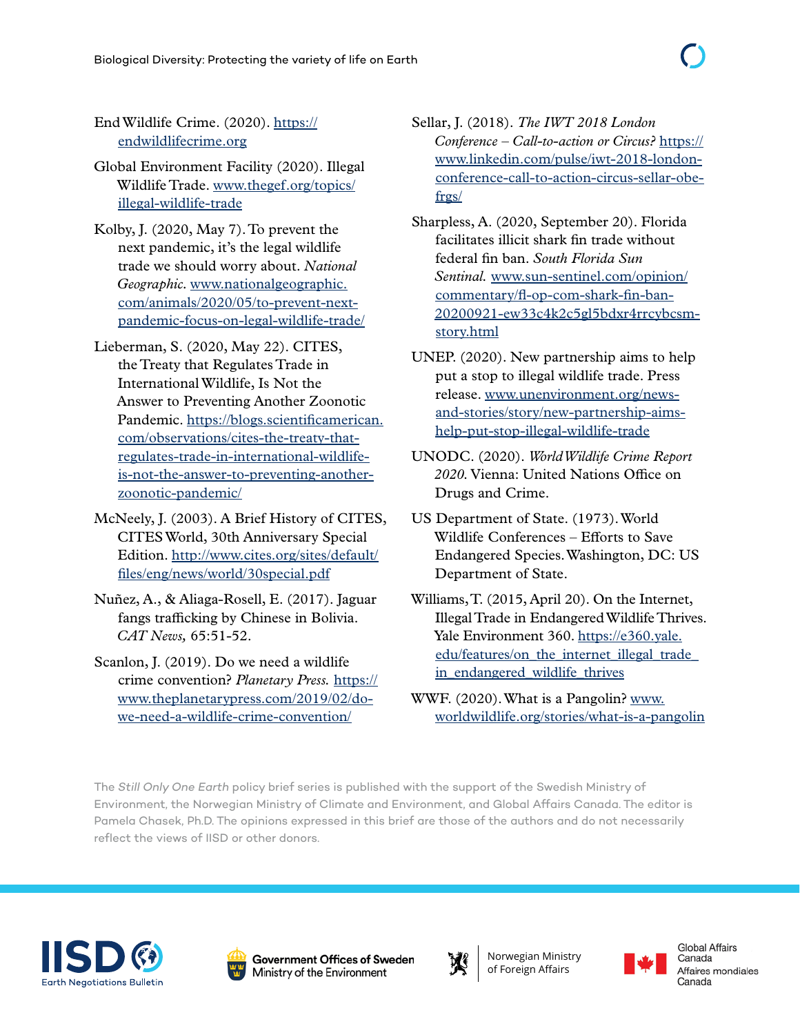End Wildlife Crime. (2020). https://endwildlifecrime.org

Global Environment Facility (2020). Illegal Wildlife Trade. www.thegef.org/topics/illegal-wildlife-trade

Kolby, J. (2020, May 7). To prevent the next pandemic, it's the legal wildlife trade we should worry about. *National Geographic.* www.nationalgeographic.com/animals/2020/05/to-prevent-next-pandemic-focus-on-legal-wildlife-trade/

Lieberman, S. (2020, May 22). CITES, the Treaty that Regulates Trade in International Wildlife, Is Not the Answer to Preventing Another Zoonotic Pandemic. https://blogs.scientificamerican.com/observations/cites-the-treaty-that-regulates-trade-in-international-wildlife-is-not-the-answer-to-preventing-another-zoonotic-pandemic/

McNeely, J. (2003). A Brief History of CITES, CITES World, 30th Anniversary Special Edition. http://www.cites.org/sites/default/files/eng/news/world/30special.pdf

Nuñez, A., & Aliaga-Rosell, E. (2017). Jaguar fangs trafficking by Chinese in Bolivia. *CAT News,* 65:51-52.

Scanlon, J. (2019). Do we need a wildlife crime convention? *Planetary Press.* https://www.theplanetarypress.com/2019/02/do-we-need-a-wildlife-crime-convention/

Sellar, J. (2018). *The IWT 2018 London Conference – Call-to-action or Circus?* https://www.linkedin.com/pulse/iwt-2018-london-conference-call-to-action-circus-sellar-obe-frgs/

Sharpless, A. (2020, September 20). Florida facilitates illicit shark fin trade without federal fin ban. *South Florida Sun Sentinal.* www.sun-sentinel.com/opinion/commentary/fl-op-com-shark-fin-ban-20200921-ew33c4k2c5gl5bdxr4rrcybcsm-story.html

UNEP. (2020). New partnership aims to help put a stop to illegal wildlife trade. Press release. www.unenvironment.org/news-and-stories/story/new-partnership-aims-help-put-stop-illegal-wildlife-trade

UNODC. (2020). *World Wildlife Crime Report 2020.* Vienna: United Nations Office on Drugs and Crime.

US Department of State. (1973). World Wildlife Conferences – Efforts to Save Endangered Species. Washington, DC: US Department of State.

Williams, T. (2015, April 20). On the Internet, Illegal Trade in Endangered Wildlife Thrives. Yale Environment 360. https://e360.yale.edu/features/on_the_internet_illegal_trade_in_endangered_wildlife_thrives

WWF. (2020). What is a Pangolin? www.worldwildlife.org/stories/what-is-a-pangolin

The *Still Only One Earth* policy brief series is published with the support of the Swedish Ministry of Environment, the Norwegian Ministry of Climate and Environment, and Global Affairs Canada. The editor is Pamela Chasek, Ph.D. The opinions expressed in this brief are those of the authors and do not necessarily reflect the views of IISD or other donors.

IISD Earth Negotiations Bulletin

Government Offices of Sweden
Ministry of the Environment

Norwegian Ministry of Foreign Affairs

Global Affairs Canada
Affaires mondiales Canada